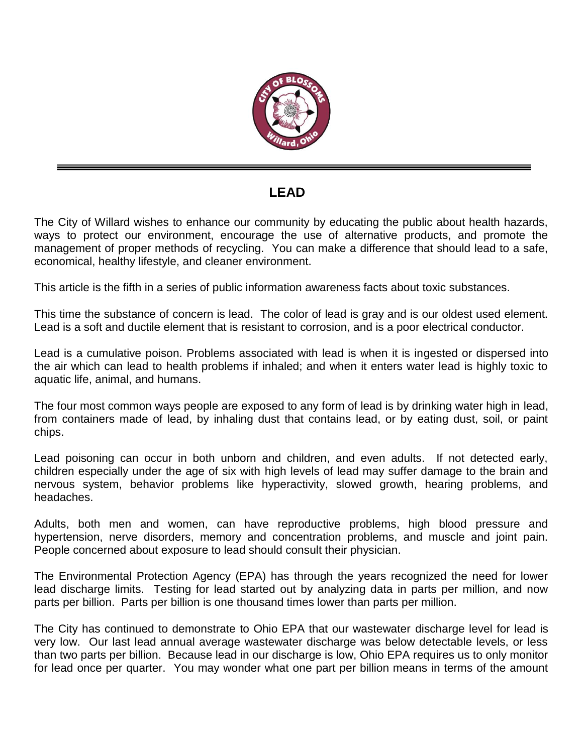# LEAD

The City of Willard wishes to enhance our community by educating the public about health hazards, ways to protect our environment, encourage the use of alternative products, and promote the management of proper methods of recycling. You can make a difference that should lead to a safe, economical, healthy lifestyle, and cleaner environment.

This article is the fifth in a series of public information awareness facts about toxic substances.

This time the substance of concern is lead. The color of lead is gray and is our oldest used element. Lead is a soft and ductile element that is resistant to corrosion, and is a poor electrical conductor.

Lead is a cumulative poison. Problems associated with lead is when it is ingested or dispersed into the air which can lead to health problems if inhaled; and when it enters water lead is highly toxic to aquatic life, animal, and humans.

The four most common ways people are exposed to any form of lead is by drinking water high in lead, from containers made of lead, by inhaling dust that contains lead, or by eating dust, soil, or paint chips.

Lead poisoning can occur in both unborn and children, and even adults. If not detected early, children especially under the age of six with high levels of lead may suffer damage to the brain and nervous system, behavior problems like hyperactivity, slowed growth, hearing problems, and headaches.

Adults, both men and women, can have reproductive problems, high blood pressure and hypertension, nerve disorders, memory and concentration problems, and muscle and joint pain. People concerned about exposure to lead should consult their physician.

The Environmental Protection Agency (EPA) has through the years recognized the need for lower lead discharge limits. Testing for lead started out by analyzing data in parts per million, and now parts per billion. Parts per billion is one thousand times lower than parts per million.

The City has continued to demonstrate to Ohio EPA that our wastewater discharge level for lead is very low. Our last lead annual average wastewater discharge was below detectable levels, or less than two parts per billion. Because lead in our discharge is low, Ohio EPA requires us to only monitor for lead once per quarter. You may wonder what one part per billion means in terms of the amount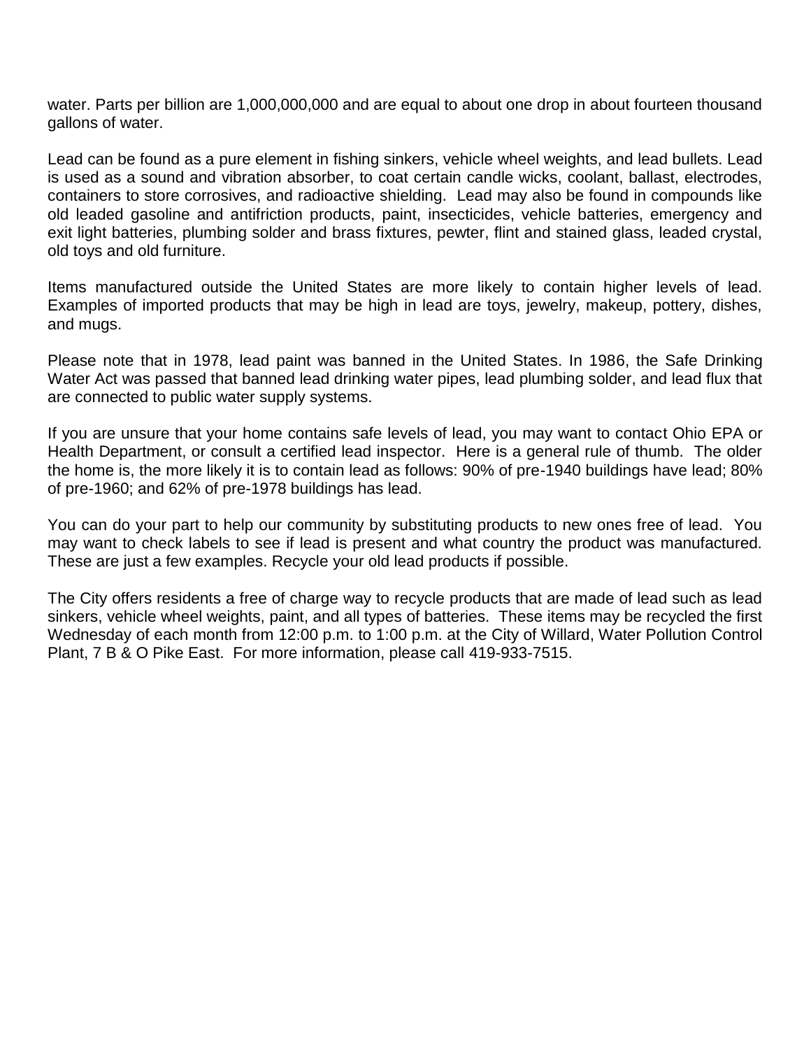water. Parts per billion are 1,000,000,000 and are equal to about one drop in about fourteen thousand gallons of water.

Lead can be found as a pure element in fishing sinkers, vehicle wheel weights, and lead bullets. Lead is used as a sound and vibration absorber, to coat certain candle wicks, coolant, ballast, electrodes, containers to store corrosives, and radioactive shielding. Lead may also be found in compounds like old leaded gasoline and antifriction products, paint, insecticides, vehicle batteries, emergency and exit light batteries, plumbing solder and brass fixtures, pewter, flint and stained glass, leaded crystal, old toys and old furniture.

Items manufactured outside the United States are more likely to contain higher levels of lead. Examples of imported products that may be high in lead are toys, jewelry, makeup, pottery, dishes, and mugs.

Please note that in 1978, lead paint was banned in the United States. In 1986, the Safe Drinking Water Act was passed that banned lead drinking water pipes, lead plumbing solder, and lead flux that are connected to public water supply systems.

If you are unsure that your home contains safe levels of lead, you may want to contact Ohio EPA or Health Department, or consult a certified lead inspector. Here is a general rule of thumb. The older the home is, the more likely it is to contain lead as follows: 90% of pre-1940 buildings have lead; 80% of pre-1960; and 62% of pre-1978 buildings has lead.

You can do your part to help our community by substituting products to new ones free of lead. You may want to check labels to see if lead is present and what country the product was manufactured. These are just a few examples. Recycle your old lead products if possible.

The City offers residents a free of charge way to recycle products that are made of lead such as lead sinkers, vehicle wheel weights, paint, and all types of batteries. These items may be recycled the first Wednesday of each month from 12:00 p.m. to 1:00 p.m. at the City of Willard, Water Pollution Control Plant, 7 B & O Pike East. For more information, please call 419-933-7515.